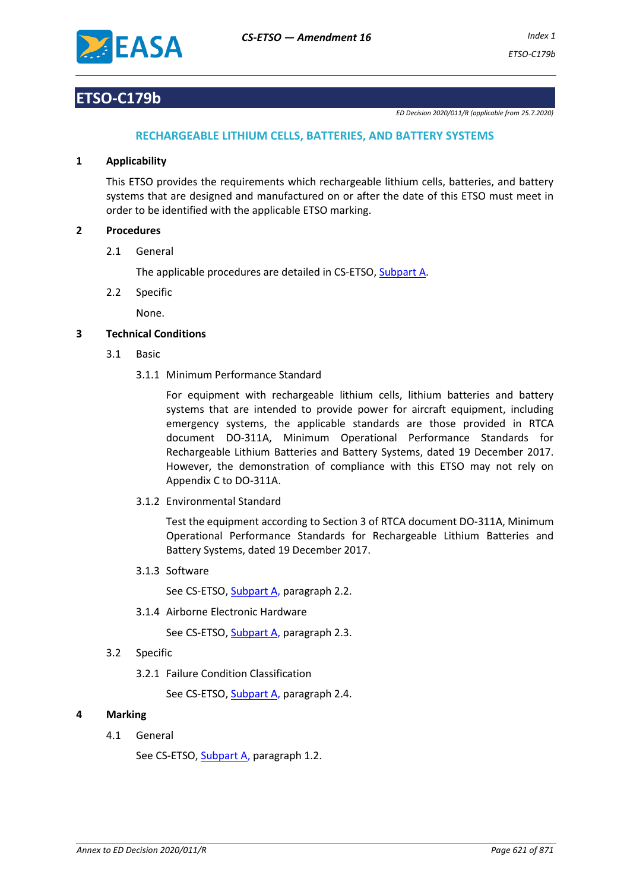# ETSO-C179b

*ED Decision 2020/011/R (applicable from 25.7.2020)*

## RECHARGEABLE LITHIUM CELLS, BATTERIES, AND BATTERY SYSTEMS

### 1 Applicability

This ETSO provides the requirements which rechargeable lithium cells, batteries, and battery systems that are designed and manufactured on or after the date of this ETSO must meet in order to be identified with the applicable ETSO marking.

### 2 Procedures

2.1 General

The applicable procedures are detailed in CS-ETSO, Subpart A.

2.2 Specific

None.

### 3 Technical Conditions

3.1 Basic

3.1.1 Minimum Performance Standard

For equipment with rechargeable lithium cells, lithium batteries and battery systems that are intended to provide power for aircraft equipment, including emergency systems, the applicable standards are those provided in RTCA document DO-311A, Minimum Operational Performance Standards for Rechargeable Lithium Batteries and Battery Systems, dated 19 December 2017. However, the demonstration of compliance with this ETSO may not rely on Appendix C to DO-311A.

3.1.2 Environmental Standard

Test the equipment according to Section 3 of RTCA document DO-311A, Minimum Operational Performance Standards for Rechargeable Lithium Batteries and Battery Systems, dated 19 December 2017.

3.1.3 Software

See CS-ETSO, Subpart A, paragraph 2.2.

3.1.4 Airborne Electronic Hardware

See CS-ETSO, Subpart A, paragraph 2.3.

3.2 Specific

3.2.1 Failure Condition Classification

See CS-ETSO, Subpart A, paragraph 2.4.

### 4 Marking

4.1 General

See CS-ETSO, Subpart A, paragraph 1.2.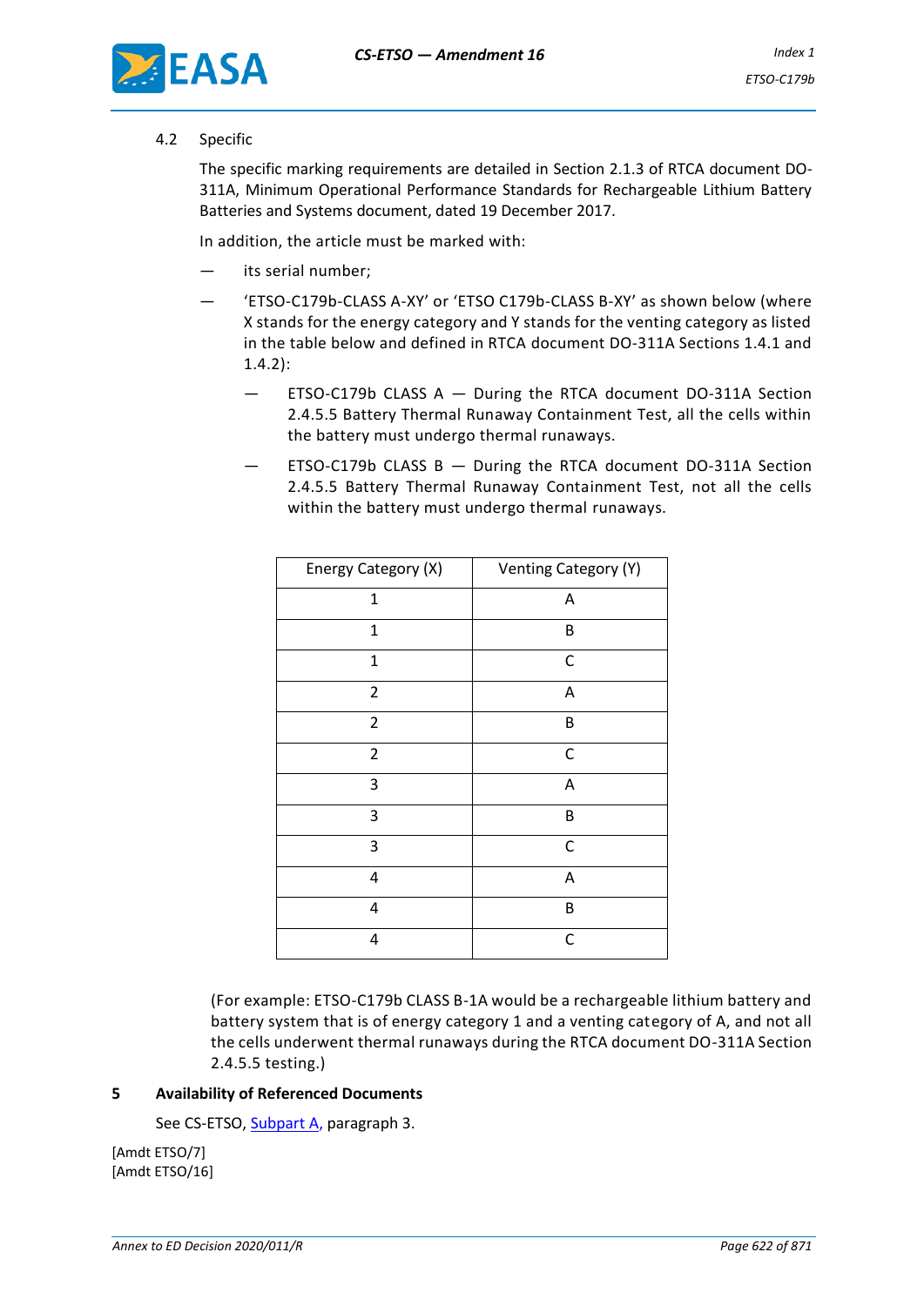### 4.2 Specific

The specific marking requirements are detailed in Section 2.1.3 of RTCA document DO-311A, Minimum Operational Performance Standards for Rechargeable Lithium Battery Batteries and Systems document, dated 19 December 2017.

In addition, the article must be marked with:

— its serial number;

— 'ETSO-C179b-CLASS A-XY' or 'ETSO C179b-CLASS B-XY' as shown below (where X stands for the energy category and Y stands for the venting category as listed in the table below and defined in RTCA document DO-311A Sections 1.4.1 and 1.4.2):

  — ETSO-C179b CLASS A — During the RTCA document DO-311A Section 2.4.5.5 Battery Thermal Runaway Containment Test, all the cells within the battery must undergo thermal runaways.

  — ETSO-C179b CLASS B — During the RTCA document DO-311A Section 2.4.5.5 Battery Thermal Runaway Containment Test, not all the cells within the battery must undergo thermal runaways.

| Energy Category (X) | Venting Category (Y) |
|---|---|
| 1 | A |
| 1 | B |
| 1 | C |
| 2 | A |
| 2 | B |
| 2 | C |
| 3 | A |
| 3 | B |
| 3 | C |
| 4 | A |
| 4 | B |
| 4 | C |

(For example: ETSO-C179b CLASS B-1A would be a rechargeable lithium battery and battery system that is of energy category 1 and a venting category of A, and not all the cells underwent thermal runaways during the RTCA document DO-311A Section 2.4.5.5 testing.)

## 5 Availability of Referenced Documents

See CS-ETSO, Subpart A, paragraph 3.

[Amdt ETSO/7]
[Amdt ETSO/16]